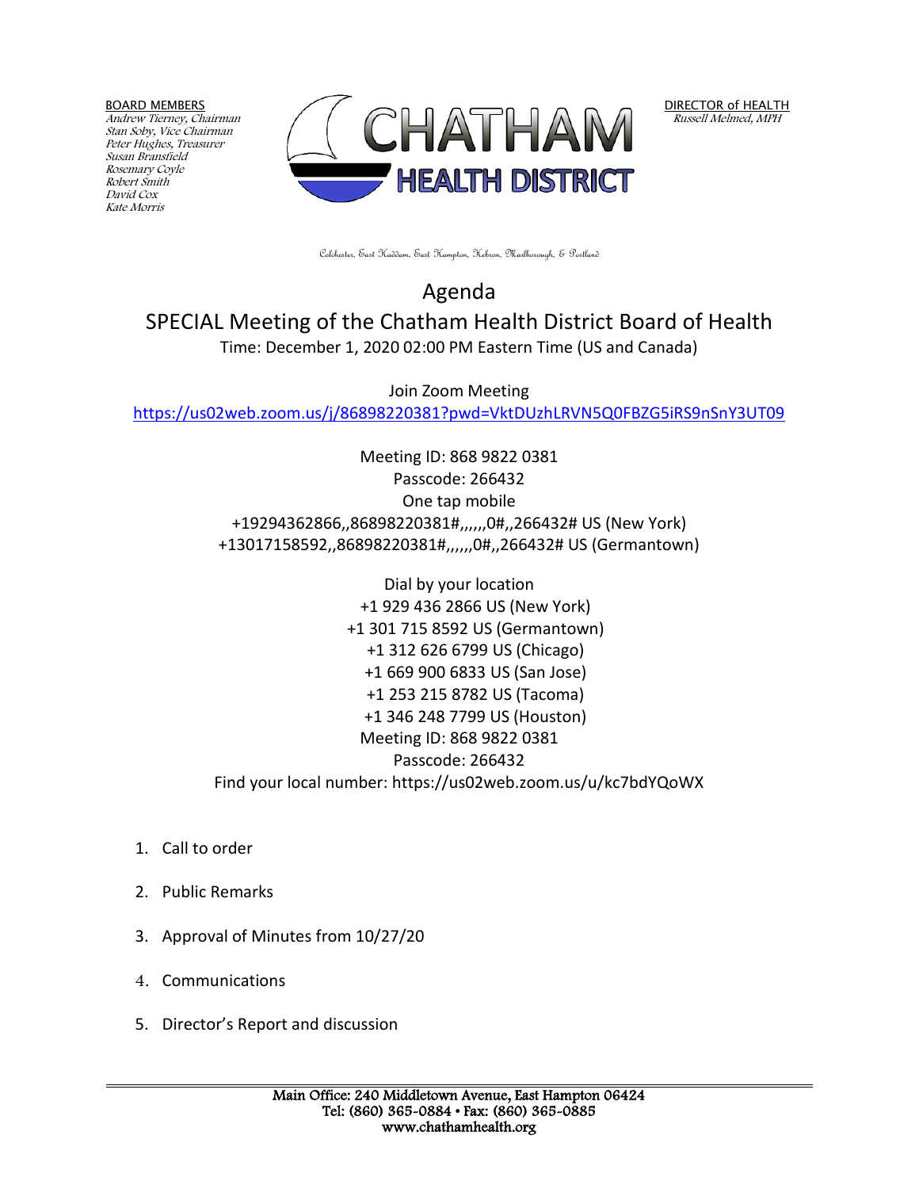BOARD MEMBERS
*Andrew Tierney, Chairman*
*Stan Soby, Vice Chairman*
*Peter Hughes, Treasurer*
*Susan Bransfield*
*Rosemary Coyle*
*Robert Smith*
*David Cox*
*Kate Morris*

CHATHAM HEALTH DISTRICT

DIRECTOR of HEALTH
*Russell Melmed, MPH*

Colchester, East Haddam, East Hampton, Hebron, Marlborough, & Portland

# Agenda

## SPECIAL Meeting of the Chatham Health District Board of Health

Time: December 1, 2020 02:00 PM Eastern Time (US and Canada)

Join Zoom Meeting
https://us02web.zoom.us/j/86898220381?pwd=VktDUzhLRVN5Q0FBZG5iRS9nSnY3UT09

Meeting ID: 868 9822 0381
Passcode: 266432
One tap mobile
+19294362866,,86898220381#,,,,,,0#,,266432# US (New York)
+13017158592,,86898220381#,,,,,,0#,,266432# US (Germantown)

Dial by your location
+1 929 436 2866 US (New York)
+1 301 715 8592 US (Germantown)
+1 312 626 6799 US (Chicago)
+1 669 900 6833 US (San Jose)
+1 253 215 8782 US (Tacoma)
+1 346 248 7799 US (Houston)
Meeting ID: 868 9822 0381
Passcode: 266432
Find your local number: https://us02web.zoom.us/u/kc7bdYQoWX

1. Call to order
2. Public Remarks
3. Approval of Minutes from 10/27/20
4. Communications
5. Director's Report and discussion

Main Office: 240 Middletown Avenue, East Hampton 06424
Tel: (860) 365-0884 • Fax: (860) 365-0885
www.chathamhealth.org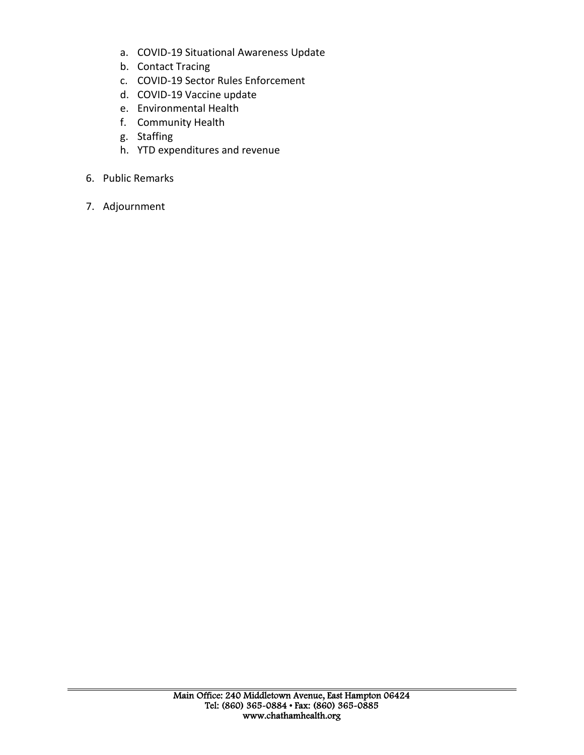a. COVID-19 Situational Awareness Update
b. Contact Tracing
c. COVID-19 Sector Rules Enforcement
d. COVID-19 Vaccine update
e. Environmental Health
f. Community Health
g. Staffing
h. YTD expenditures and revenue

6. Public Remarks

7. Adjournment